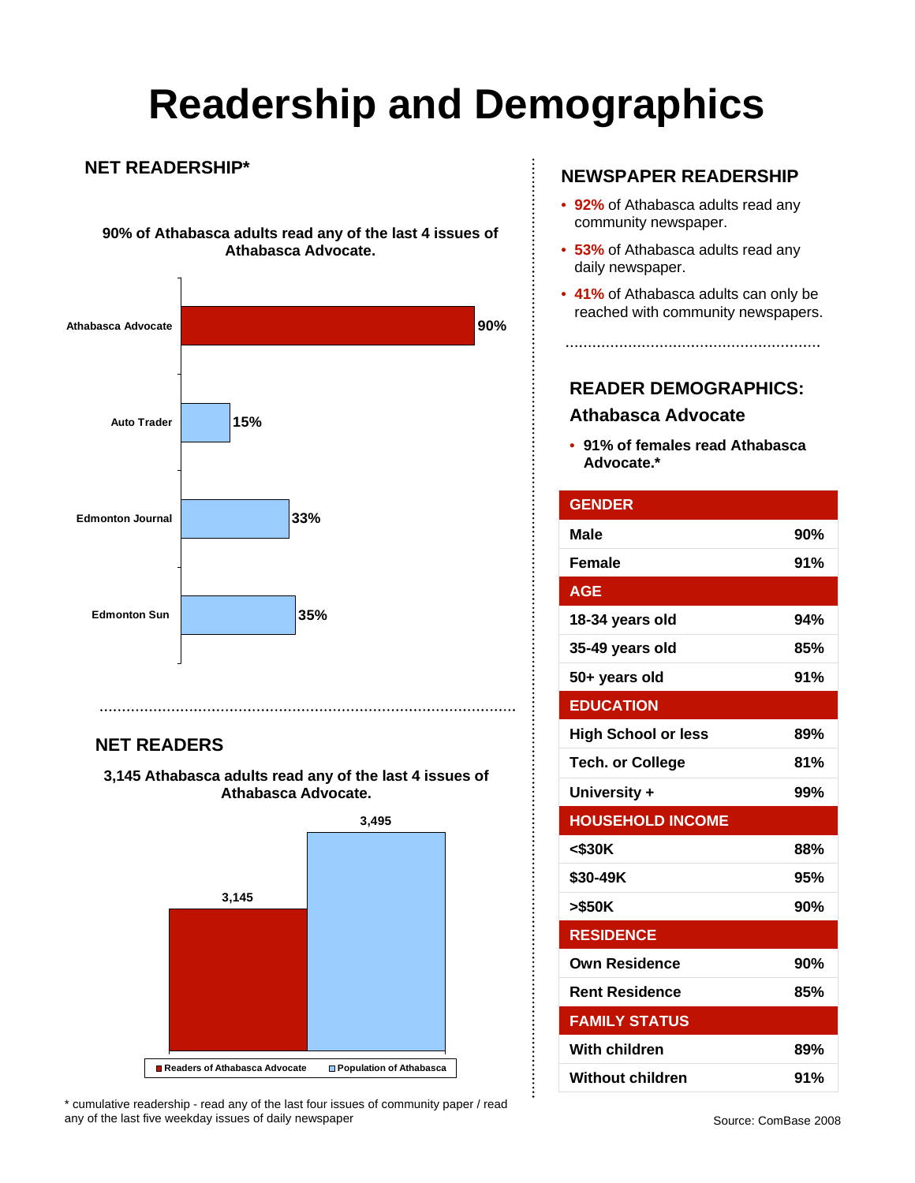# Readership and Demographics

## NET READERSHIP*

**90% of Athabasca adults read any of the last 4 issues of Athabasca Advocate.**

| Newspaper | Readership |
|---|---|
| Athabasca Advocate | 90% |
| Auto Trader | 15% |
| Edmonton Journal | 33% |
| Edmonton Sun | 35% |

## NET READERS

**3,145 Athabasca adults read any of the last 4 issues of Athabasca Advocate.**

| | Count |
|---|---|
| Readers of Athabasca Advocate | 3,145 |
| Population of Athabasca | 3,495 |

* cumulative readership - read any of the last four issues of community paper / read any of the last five weekday issues of daily newspaper

## NEWSPAPER READERSHIP

- **92%** of Athabasca adults read any community newspaper.
- **53%** of Athabasca adults read any daily newspaper.
- **41%** of Athabasca adults can only be reached with community newspapers.

## READER DEMOGRAPHICS: Athabasca Advocate

- **91% of females read Athabasca Advocate.***

| GENDER | |
|---|---|
| Male | 90% |
| Female | 91% |
| **AGE** | |
| 18-34 years old | 94% |
| 35-49 years old | 85% |
| 50+ years old | 91% |
| **EDUCATION** | |
| High School or less | 89% |
| Tech. or College | 81% |
| University + | 99% |
| **HOUSEHOLD INCOME** | |
| <$30K | 88% |
| $30-49K | 95% |
| >$50K | 90% |
| **RESIDENCE** | |
| Own Residence | 90% |
| Rent Residence | 85% |
| **FAMILY STATUS** | |
| With children | 89% |
| Without children | 91% |

Source: ComBase 2008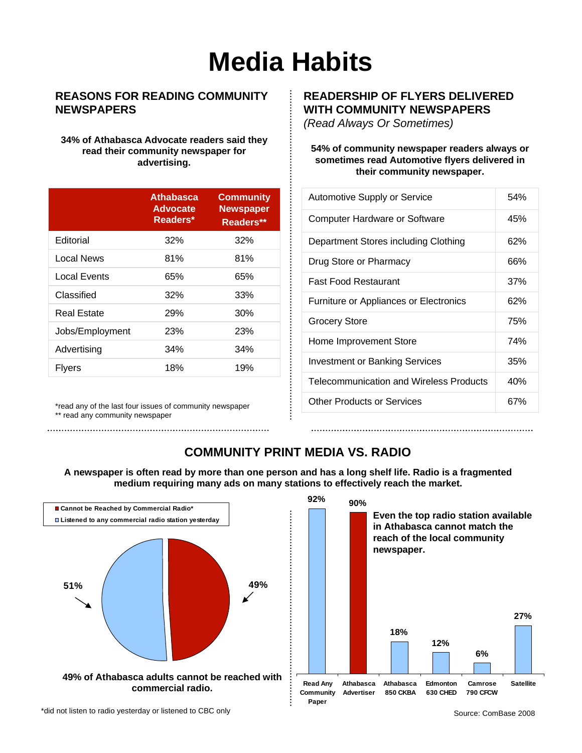# Media Habits

## REASONS FOR READING COMMUNITY NEWSPAPERS

**34% of Athabasca Advocate readers said they read their community newspaper for advertising.**

| | Athabasca Advocate Readers* | Community Newspaper Readers** |
|---|---|---|
| Editorial | 32% | 32% |
| Local News | 81% | 81% |
| Local Events | 65% | 65% |
| Classified | 32% | 33% |
| Real Estate | 29% | 30% |
| Jobs/Employment | 23% | 23% |
| Advertising | 34% | 34% |
| Flyers | 18% | 19% |

*read any of the last four issues of community newspaper
** read any community newspaper

## READERSHIP OF FLYERS DELIVERED WITH COMMUNITY NEWSPAPERS

*(Read Always Or Sometimes)*

**54% of community newspaper readers always or sometimes read Automotive flyers delivered in their community newspaper.**

| | |
|---|---|
| Automotive Supply or Service | 54% |
| Computer Hardware or Software | 45% |
| Department Stores including Clothing | 62% |
| Drug Store or Pharmacy | 66% |
| Fast Food Restaurant | 37% |
| Furniture or Appliances or Electronics | 62% |
| Grocery Store | 75% |
| Home Improvement Store | 74% |
| Investment or Banking Services | 35% |
| Telecommunication and Wireless Products | 40% |
| Other Products or Services | 67% |

## COMMUNITY PRINT MEDIA VS. RADIO

**A newspaper is often read by more than one person and has a long shelf life. Radio is a fragmented medium requiring many ads on many stations to effectively reach the market.**

Cannot be Reached by Commercial Radio*
Listened to any commercial radio station yesterday

51%

49%

**49% of Athabasca adults cannot be reached with commercial radio.**

*did not listen to radio yesterday or listened to CBC only

92%
90%
18%
12%
6%
27%

Read Any Community Paper
Athabasca Advertiser
Athabasca 850 CKBA
Edmonton 630 CHED
Camrose 790 CFCW
Satellite

**Even the top radio station available in Athabasca cannot match the reach of the local community newspaper.**

Source: ComBase 2008